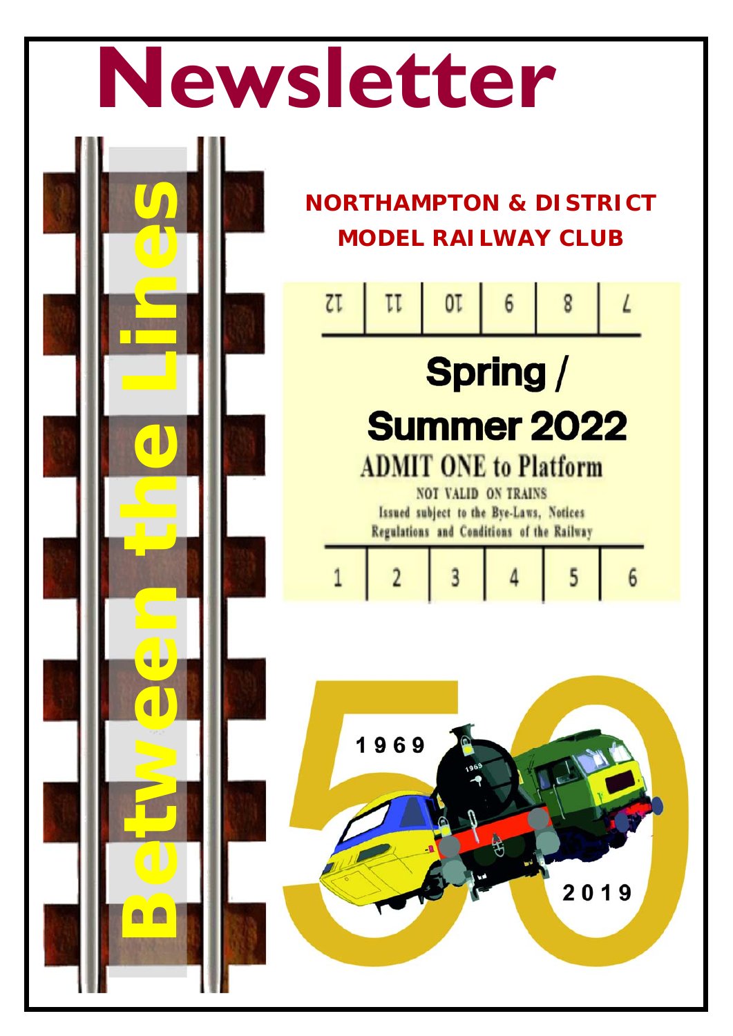# Newsletter

## Between the Lines

**NORTHAMPTON & DISTRICT MODEL RAILWAY CLUB**

12 | 11 | 10 | 9 | 8 | 7

**Spring / Summer 2022**

ADMIT ONE to Platform

NOT VALID ON TRAINS

Issued subject to the Bye-Laws, Notices Regulations and Conditions of the Railway

1 | 2 | 3 | 4 | 5 | 6

1969

2019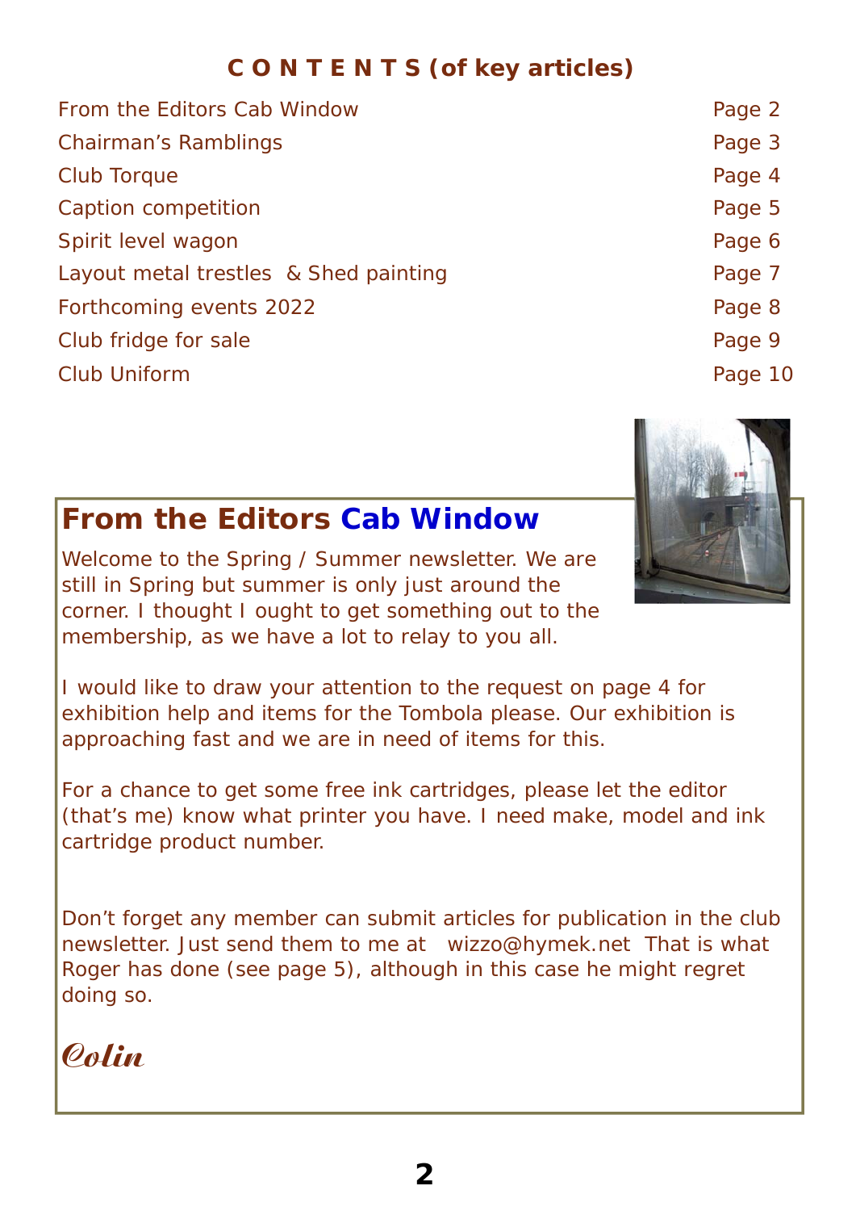## C O N T E N T S (of key articles)

| | |
|---|---|
| From the Editors Cab Window | Page 2 |
| Chairman's Ramblings | Page 3 |
| Club Torque | Page 4 |
| Caption competition | Page 5 |
| Spirit level wagon | Page 6 |
| Layout metal trestles & Shed painting | Page 7 |
| Forthcoming events 2022 | Page 8 |
| Club fridge for sale | Page 9 |
| Club Uniform | Page 10 |

## From the Editors Cab Window

Welcome to the Spring / Summer newsletter. We are still in Spring but summer is only just around the corner. I thought I ought to get something out to the membership, as we have a lot to relay to you all.

I would like to draw your attention to the request on page 4 for exhibition help and items for the Tombola please. Our exhibition is approaching fast and we are in need of items for this.

For a chance to get some free ink cartridges, please let the editor (that's me) know what printer you have. I need make, model and ink cartridge product number.

Don't forget any member can submit articles for publication in the club newsletter. Just send them to me at wizzo@hymek.net That is what Roger has done (see page 5), although in this case he might regret doing so.

*Colin*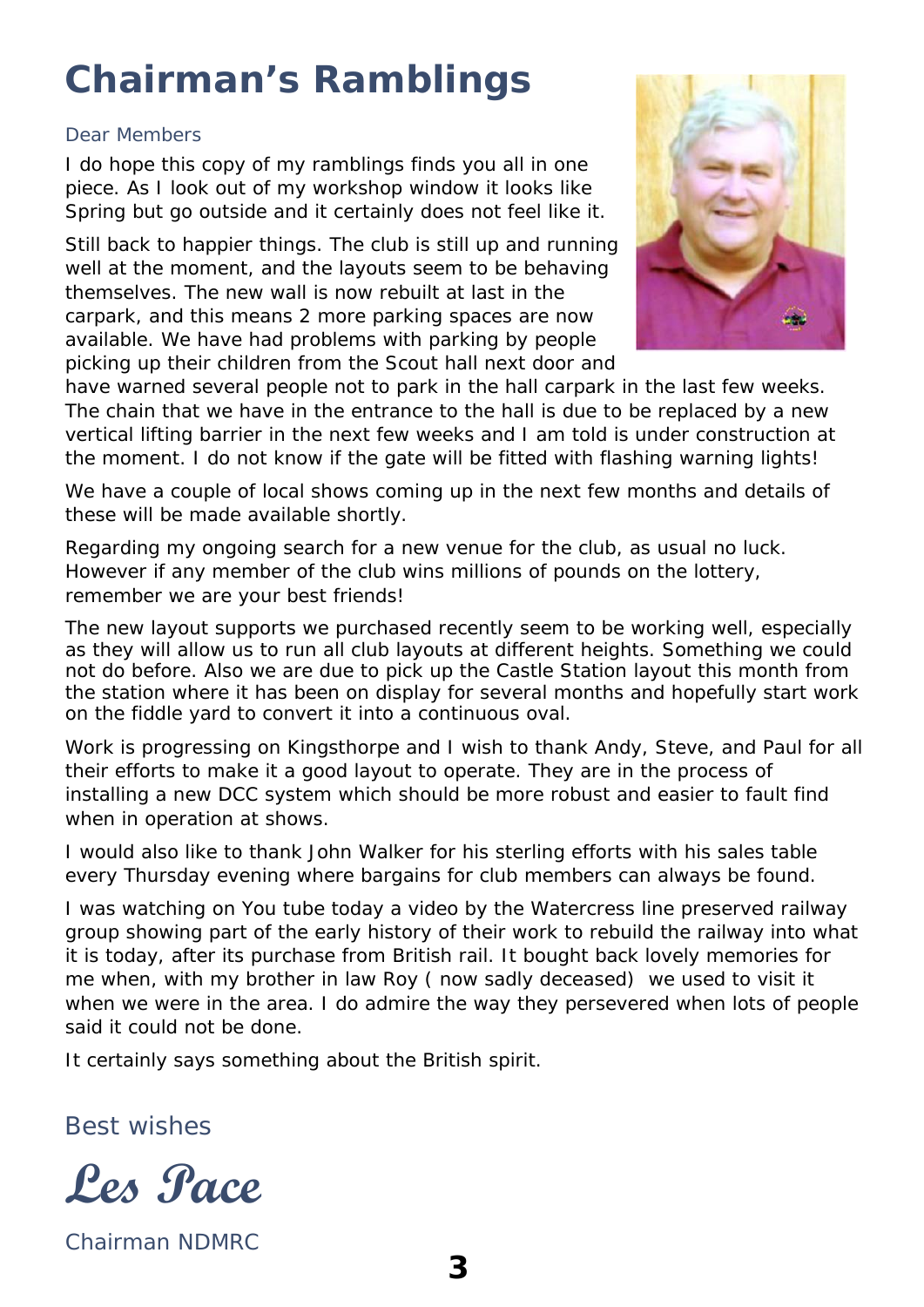# Chairman's Ramblings

Dear Members

I do hope this copy of my ramblings finds you all in one piece. As I look out of my workshop window it looks like Spring but go outside and it certainly does not feel like it.

Still back to happier things. The club is still up and running well at the moment, and the layouts seem to be behaving themselves. The new wall is now rebuilt at last in the carpark, and this means 2 more parking spaces are now available. We have had problems with parking by people picking up their children from the Scout hall next door and have warned several people not to park in the hall carpark in the last few weeks. The chain that we have in the entrance to the hall is due to be replaced by a new vertical lifting barrier in the next few weeks and I am told is under construction at the moment. I do not know if the gate will be fitted with flashing warning lights!

We have a couple of local shows coming up in the next few months and details of these will be made available shortly.

Regarding my ongoing search for a new venue for the club, as usual no luck. However if any member of the club wins millions of pounds on the lottery, remember we are your best friends!

The new layout supports we purchased recently seem to be working well, especially as they will allow us to run all club layouts at different heights. Something we could not do before. Also we are due to pick up the Castle Station layout this month from the station where it has been on display for several months and hopefully start work on the fiddle yard to convert it into a continuous oval.

Work is progressing on Kingsthorpe and I wish to thank Andy, Steve, and Paul for all their efforts to make it a good layout to operate. They are in the process of installing a new DCC system which should be more robust and easier to fault find when in operation at shows.

I would also like to thank John Walker for his sterling efforts with his sales table every Thursday evening where bargains for club members can always be found.

I was watching on You tube today a video by the Watercress line preserved railway group showing part of the early history of their work to rebuild the railway into what it is today, after its purchase from British rail. It bought back lovely memories for me when, with my brother in law Roy ( now sadly deceased) we used to visit it when we were in the area. I do admire the way they persevered when lots of people said it could not be done.

It certainly says something about the British spirit.

Best wishes

*Les Pace*

Chairman NDMRC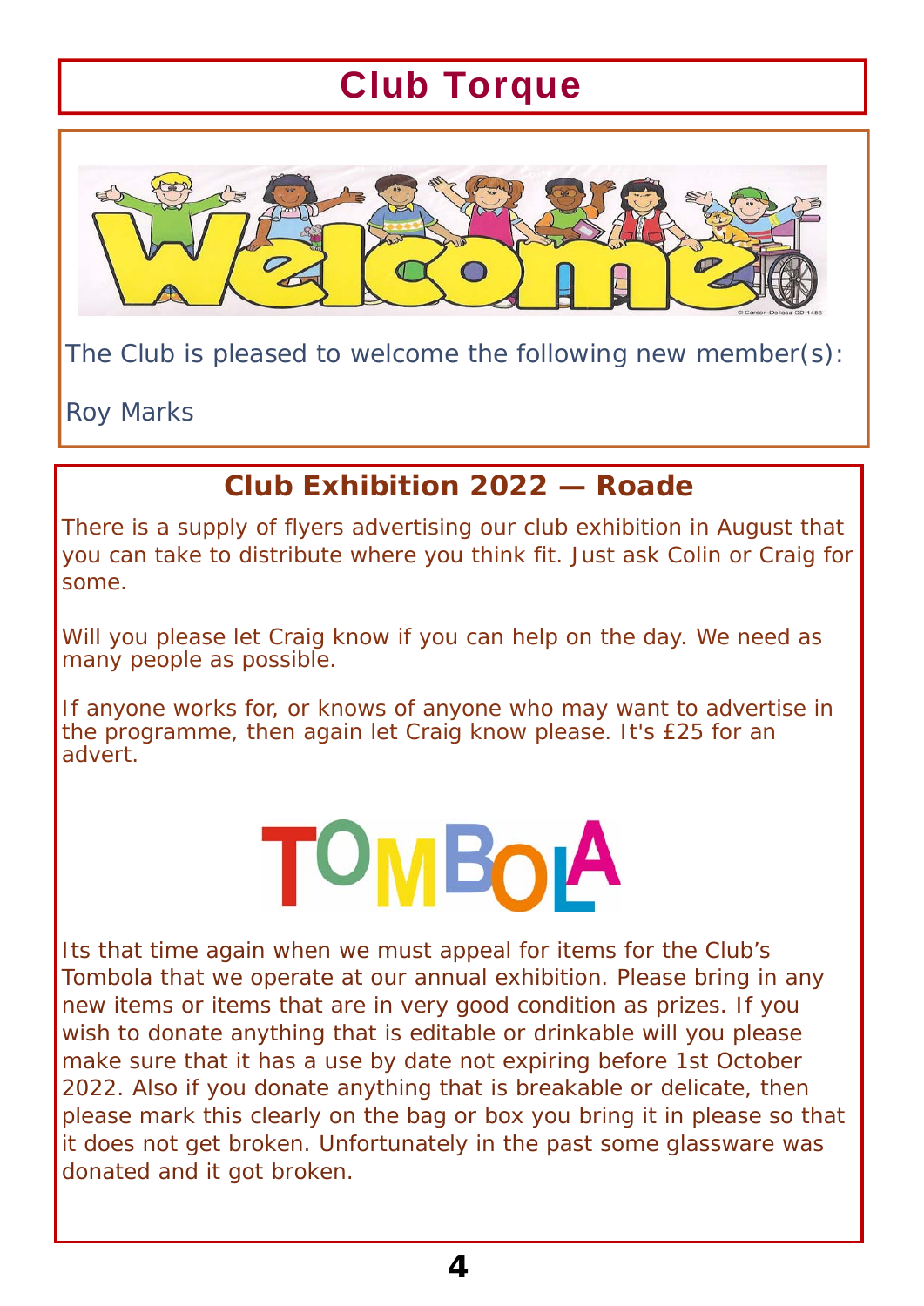# Club Torque

The Club is pleased to welcome the following new member(s):

Roy Marks

## Club Exhibition 2022 — Roade

There is a supply of flyers advertising our club exhibition in August that you can take to distribute where you think fit. Just ask Colin or Craig for some.

Will you please let Craig know if you can help on the day. We need as many people as possible.

If anyone works for, or knows of anyone who may want to advertise in the programme, then again let Craig know please. It's £25 for an advert.

## TOMBOLA

Its that time again when we must appeal for items for the Club's Tombola that we operate at our annual exhibition. Please bring in any new items or items that are in very good condition as prizes. If you wish to donate anything that is editable or drinkable will you please make sure that it has a use by date not expiring before 1st October 2022. Also if you donate anything that is breakable or delicate, then please mark this clearly on the bag or box you bring it in please so that it does not get broken. Unfortunately in the past some glassware was donated and it got broken.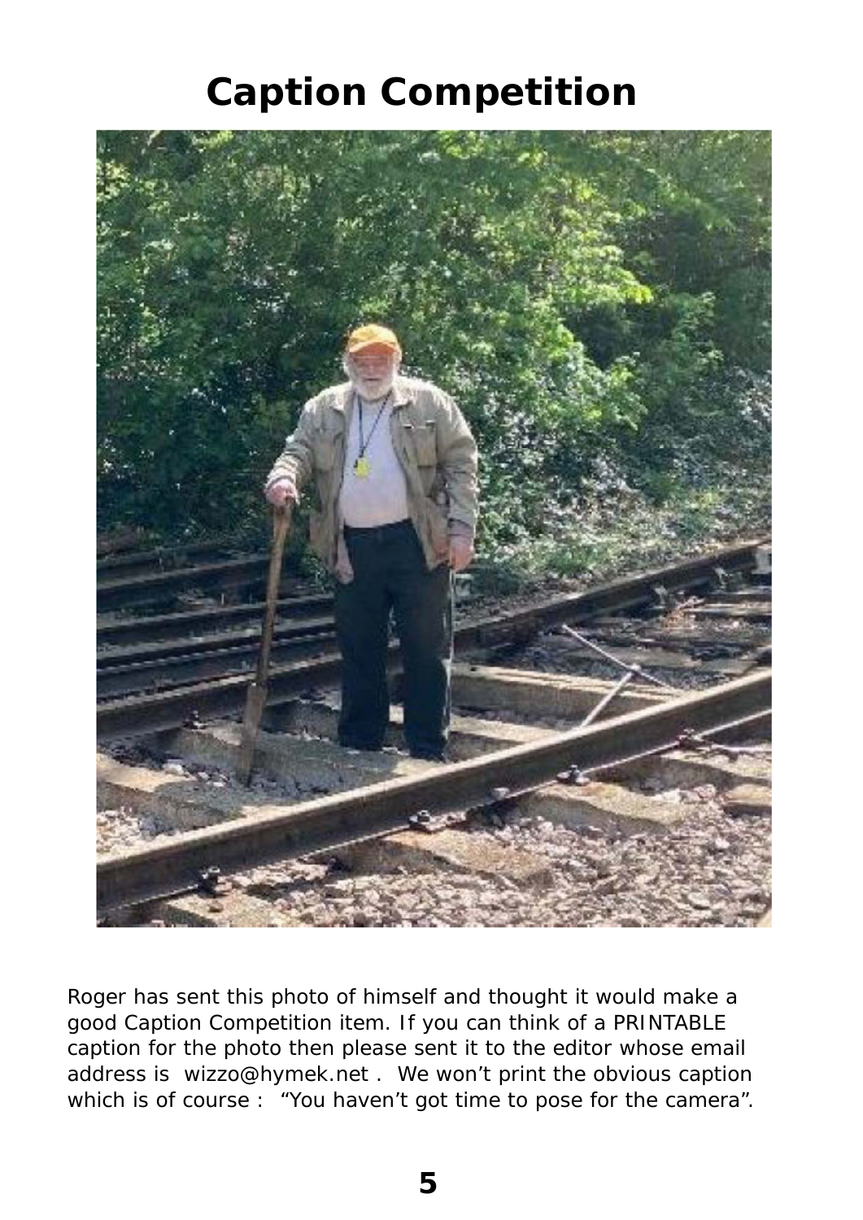# Caption Competition

Roger has sent this photo of himself and thought it would make a good Caption Competition item. If you can think of a PRINTABLE caption for the photo then please sent it to the editor whose email address is wizzo@hymek.net . We won't print the obvious caption which is of course : "You haven't got time to pose for the camera".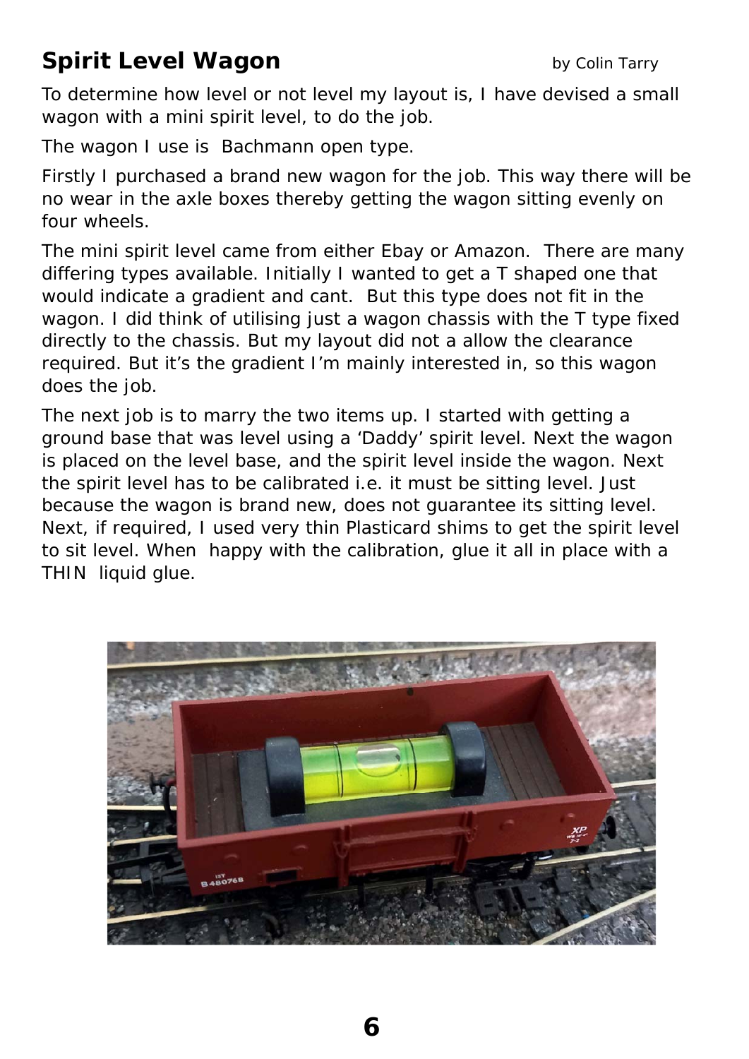# Spirit Level Wagon

by Colin Tarry

To determine how level or not level my layout is, I have devised a small wagon with a mini spirit level, to do the job.

The wagon I use is  Bachmann open type.

Firstly I purchased a brand new wagon for the job. This way there will be no wear in the axle boxes thereby getting the wagon sitting evenly on four wheels.

The mini spirit level came from either Ebay or Amazon.  There are many differing types available. Initially I wanted to get a T shaped one that would indicate a gradient and cant.  But this type does not fit in the wagon. I did think of utilising just a wagon chassis with the T type fixed directly to the chassis. But my layout did not a allow the clearance required. But it's the gradient I'm mainly interested in, so this wagon does the job.

The next job is to marry the two items up. I started with getting a ground base that was level using a 'Daddy' spirit level. Next the wagon is placed on the level base, and the spirit level inside the wagon. Next the spirit level has to be calibrated i.e. it must be sitting level. Just because the wagon is brand new, does not guarantee its sitting level. Next, if required, I used very thin Plasticard shims to get the spirit level to sit level. When  happy with the calibration, glue it all in place with a THIN  liquid glue.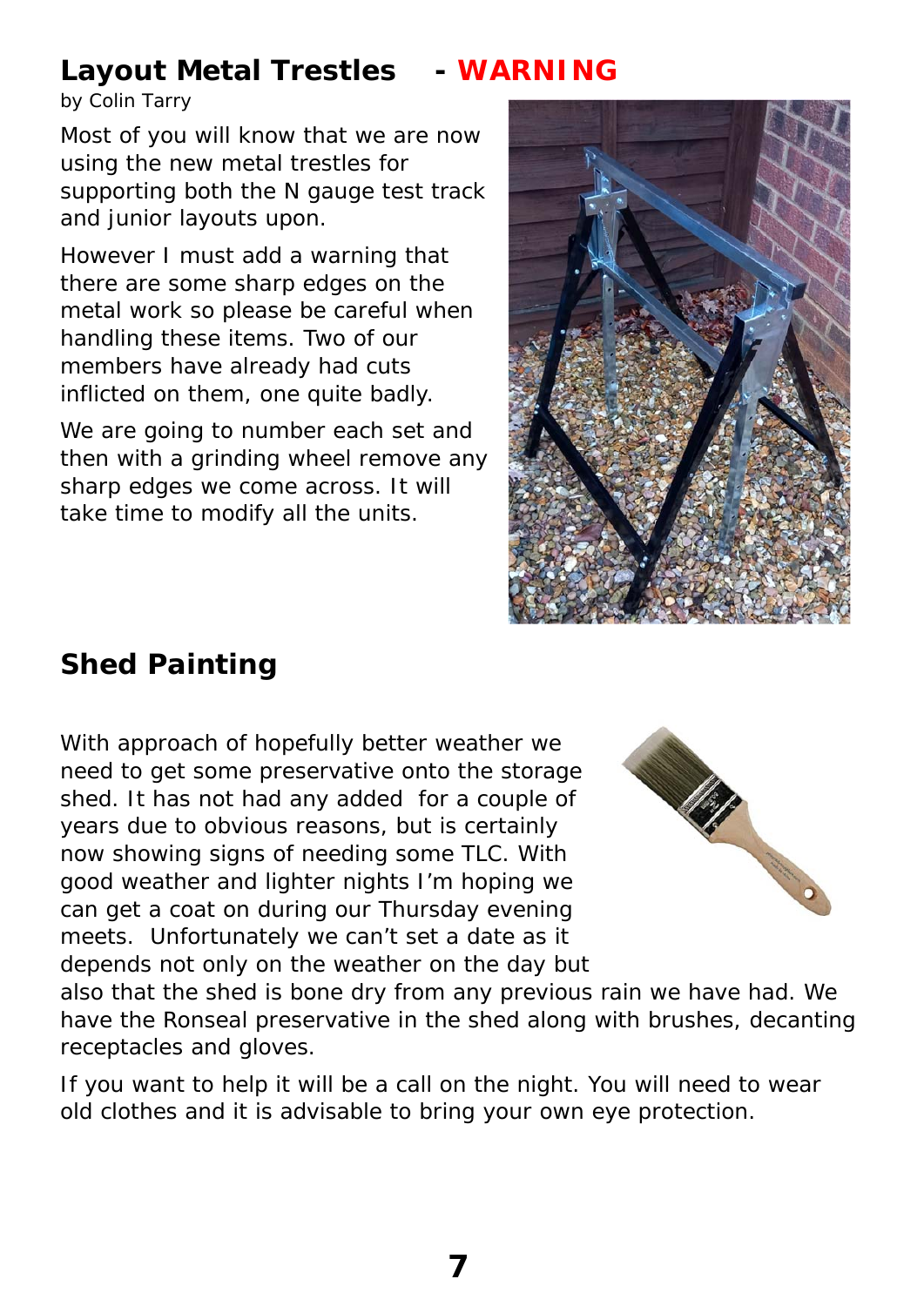## Layout Metal Trestles - WARNING

by Colin Tarry

Most of you will know that we are now using the new metal trestles for supporting both the N gauge test track and junior layouts upon.

However I must add a warning that there are some sharp edges on the metal work so please be careful when handling these items. Two of our members have already had cuts inflicted on them, one quite badly.

We are going to number each set and then with a grinding wheel remove any sharp edges we come across. It will take time to modify all the units.

## Shed Painting

With approach of hopefully better weather we need to get some preservative onto the storage shed. It has not had any added for a couple of years due to obvious reasons, but is certainly now showing signs of needing some TLC. With good weather and lighter nights I'm hoping we can get a coat on during our Thursday evening meets. Unfortunately we can't set a date as it depends not only on the weather on the day but also that the shed is bone dry from any previous rain we have had. We have the Ronseal preservative in the shed along with brushes, decanting receptacles and gloves.

If you want to help it will be a call on the night. You will need to wear old clothes and it is advisable to bring your own eye protection.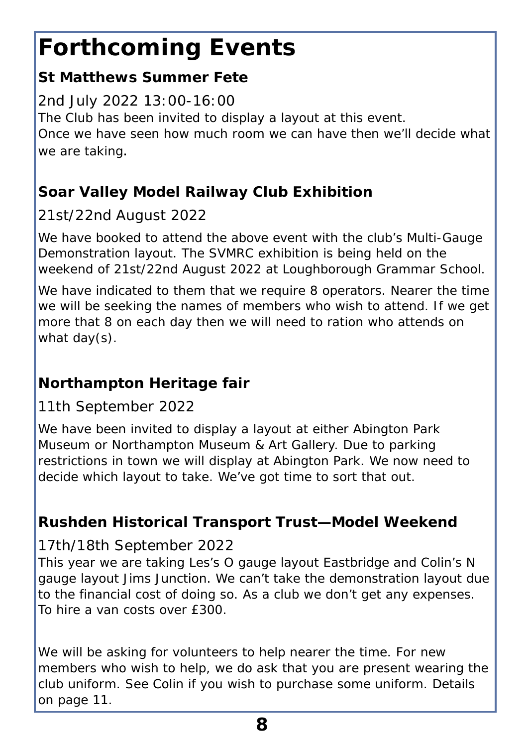# Forthcoming Events

### St Matthews Summer Fete

2nd July 2022 13:00-16:00

The Club has been invited to display a layout at this event.
Once we have seen how much room we can have then we'll decide what we are taking.

### Soar Valley Model Railway Club Exhibition

21st/22nd August 2022

We have booked to attend the above event with the club's Multi-Gauge Demonstration layout. The SVMRC exhibition is being held on the weekend of 21st/22nd August 2022 at Loughborough Grammar School.

We have indicated to them that we require 8 operators. Nearer the time we will be seeking the names of members who wish to attend. If we get more that 8 on each day then we will need to ration who attends on what day(s).

### Northampton Heritage fair

11th September 2022

We have been invited to display a layout at either Abington Park Museum or Northampton Museum & Art Gallery. Due to parking restrictions in town we will display at Abington Park. We now need to decide which layout to take. We've got time to sort that out.

### Rushden Historical Transport Trust—Model Weekend

17th/18th September 2022

This year we are taking Les's O gauge layout Eastbridge and Colin's N gauge layout Jims Junction. We can't take the demonstration layout due to the financial cost of doing so. As a club we don't get any expenses. To hire a van costs over £300.

We will be asking for volunteers to help nearer the time. For new members who wish to help, we do ask that you are present wearing the club uniform. See Colin if you wish to purchase some uniform. Details on page 11.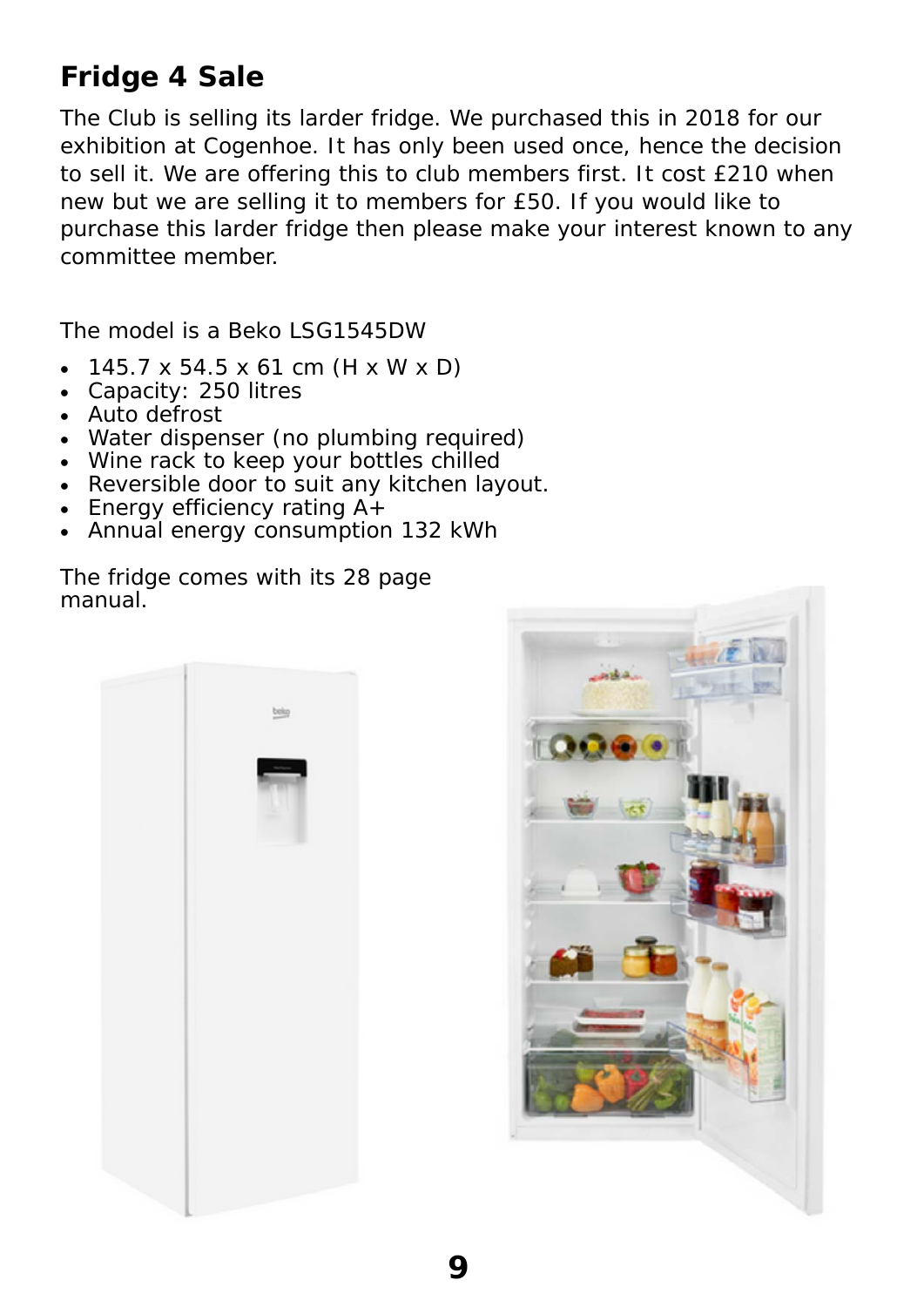## Fridge 4 Sale

The Club is selling its larder fridge. We purchased this in 2018 for our exhibition at Cogenhoe. It has only been used once, hence the decision to sell it. We are offering this to club members first. It cost £210 when new but we are selling it to members for £50. If you would like to purchase this larder fridge then please make your interest known to any committee member.

The model is a Beko LSG1545DW

- 145.7 x 54.5 x 61 cm (H x W x D)
- Capacity: 250 litres
- Auto defrost
- Water dispenser (no plumbing required)
- Wine rack to keep your bottles chilled
- Reversible door to suit any kitchen layout.
- Energy efficiency rating A+
- Annual energy consumption 132 kWh

The fridge comes with its 28 page manual.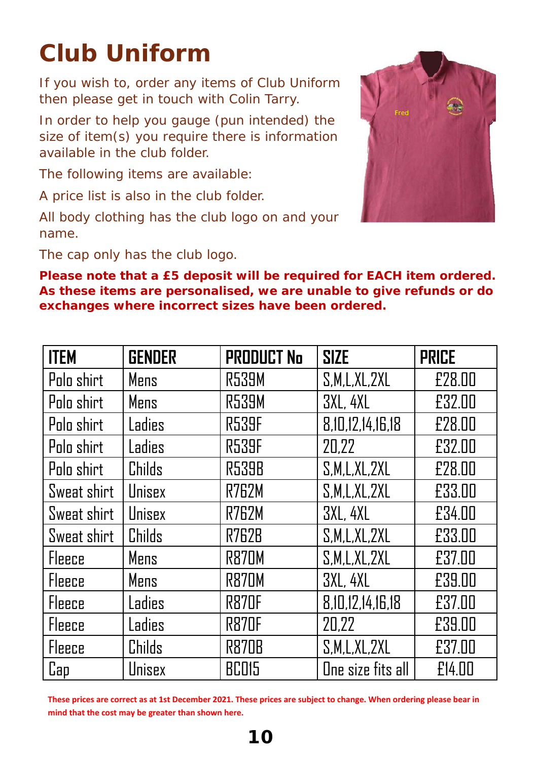# Club Uniform

If you wish to, order any items of Club Uniform then please get in touch with Colin Tarry.

In order to help you gauge (pun intended) the size of item(s) you require there is information available in the club folder.

The following items are available:

A price list is also in the club folder.

All body clothing has the club logo on and your name.

The cap only has the club logo.

**Please note that a £5 deposit will be required for EACH item ordered. As these items are personalised, we are unable to give refunds or do exchanges where incorrect sizes have been ordered.**

| ITEM | GENDER | PRODUCT No | SIZE | PRICE |
|---|---|---|---|---|
| Polo shirt | Mens | R539M | S,M,L,XL,2XL | £28.00 |
| Polo shirt | Mens | R539M | 3XL, 4XL | £32.00 |
| Polo shirt | Ladies | R539F | 8,10,12,14,16,18 | £28.00 |
| Polo shirt | Ladies | R539F | 20,22 | £32.00 |
| Polo shirt | Childs | R539B | S,M,L,XL,2XL | £28.00 |
| Sweat shirt | Unisex | R762M | S,M,L,XL,2XL | £33.00 |
| Sweat shirt | Unisex | R762M | 3XL, 4XL | £34.00 |
| Sweat shirt | Childs | R762B | S,M,L,XL,2XL | £33.00 |
| Fleece | Mens | R870M | S,M,L,XL,2XL | £37.00 |
| Fleece | Mens | R870M | 3XL, 4XL | £39.00 |
| Fleece | Ladies | R870F | 8,10,12,14,16,18 | £37.00 |
| Fleece | Ladies | R870F | 20,22 | £39.00 |
| Fleece | Childs | R870B | S,M,L,XL,2XL | £37.00 |
| Cap | Unisex | BC015 | One size fits all | £14.00 |

**These prices are correct as at 1st December 2021. These prices are subject to change. When ordering please bear in mind that the cost may be greater than shown here.**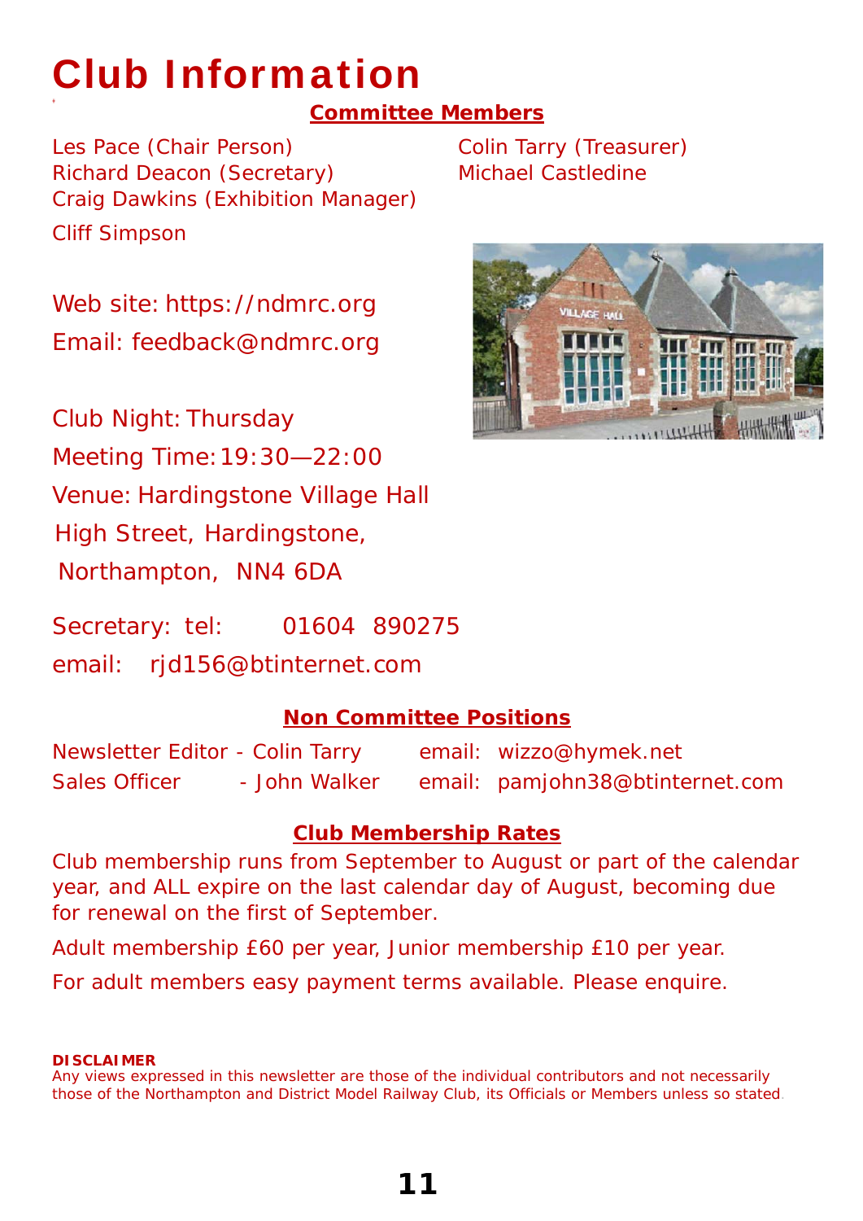# Club Information

## Committee Members

Les Pace (Chair Person)
Richard Deacon (Secretary)
Craig Dawkins (Exhibition Manager)
Cliff Simpson
Colin Tarry (Treasurer)
Michael Castledine

Web site: https://ndmrc.org
Email: feedback@ndmrc.org

Club Night: Thursday
Meeting Time: 19:30—22:00
Venue: Hardingstone Village Hall
High Street, Hardingstone,
Northampton, NN4 6DA

Secretary: tel: 01604 890275
email: rjd156@btinternet.com

## Non Committee Positions

Newsletter Editor - Colin Tarry email: wizzo@hymek.net
Sales Officer - John Walker email: pamjohn38@btinternet.com

## Club Membership Rates

Club membership runs from September to August or part of the calendar year, and ALL expire on the last calendar day of August, becoming due for renewal on the first of September.

Adult membership £60 per year, Junior membership £10 per year.

For adult members easy payment terms available. Please enquire.

**DISCLAIMER**
Any views expressed in this newsletter are those of the individual contributors and not necessarily those of the Northampton and District Model Railway Club, its Officials or Members unless so stated.